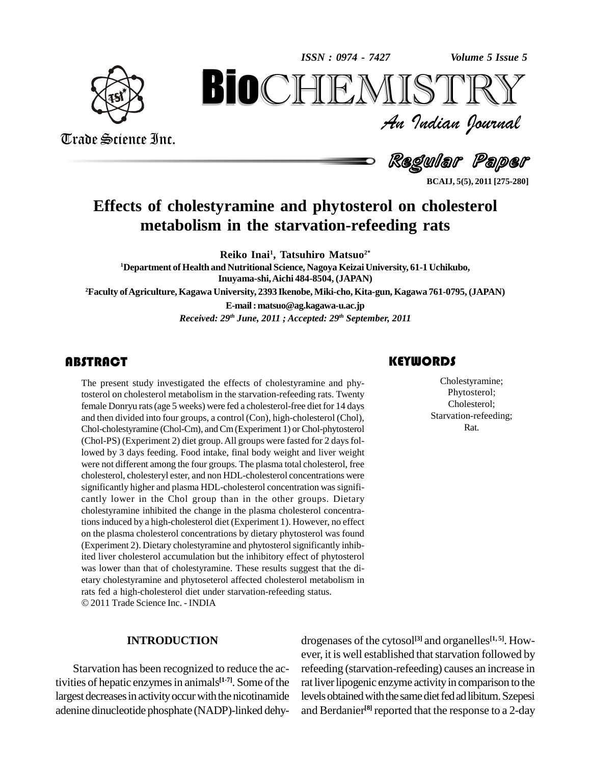# Effects of cholestyramine and phytosterol on cholesterol metabolism in the starvation-refeeding rats

**Reiko Inai[1], Tatsuhiro Matsuo[2*]**

[1]Department of Health and Nutritional Science, Nagoya Keizai University, 61-1 Uchikubo, Inuyama-shi, Aichi 484-8504, (JAPAN)

[2]Faculty of Agriculture, Kagawa University, 2393 Ikenobe, Miki-cho, Kita-gun, Kagawa 761-0795, (JAPAN)

E-mail : matsuo@ag.kagawa-u.ac.jp

*Received: 29th June, 2011 ; Accepted: 29th September, 2011*

## ABSTRACT

The present study investigated the effects of cholestyramine and phytosterol on cholesterol metabolism in the starvation-refeeding rats. Twenty female Donryu rats (age 5 weeks) were fed a cholesterol-free diet for 14 days and then divided into four groups, a control (Con), high-cholesterol (Chol), Chol-cholestyramine (Chol-Cm), and Cm (Experiment 1) or Chol-phytosterol (Chol-PS) (Experiment 2) diet group. All groups were fasted for 2 days followed by 3 days feeding. Food intake, final body weight and liver weight were not different among the four groups. The plasma total cholesterol, free cholesterol, cholesteryl ester, and non HDL-cholesterol concentrations were significantly higher and plasma HDL-cholesterol concentration was significantly lower in the Chol group than in the other groups. Dietary cholestyramine inhibited the change in the plasma cholesterol concentrations induced by a high-cholesterol diet (Experiment 1). However, no effect on the plasma cholesterol concentrations by dietary phytosterol was found (Experiment 2). Dietary cholestyramine and phytosterol significantly inhibited liver cholesterol accumulation but the inhibitory effect of phytosterol was lower than that of cholestyramine. These results suggest that the dietary cholestyramine and phytoseterol affected cholesterol metabolism in rats fed a high-cholesterol diet under starvation-refeeding status.

© 2011 Trade Science Inc. - INDIA

## KEYWORDS

Cholestyramine;
Phytosterol;
Cholesterol;
Starvation-refeeding;
Rat.

## INTRODUCTION

Starvation has been recognized to reduce the activities of hepatic enzymes in animals[1-7]. Some of the largest decreases in activity occur with the nicotinamide adenine dinucleotide phosphate (NADP)-linked dehydrogenases of the cytosol[3] and organelles[1, 5]. However, it is well established that starvation followed by refeeding (starvation-refeeding) causes an increase in rat liver lipogenic enzyme activity in comparison to the levels obtained with the same diet fed ad libitum. Szepesi and Berdanier[8] reported that the response to a 2-day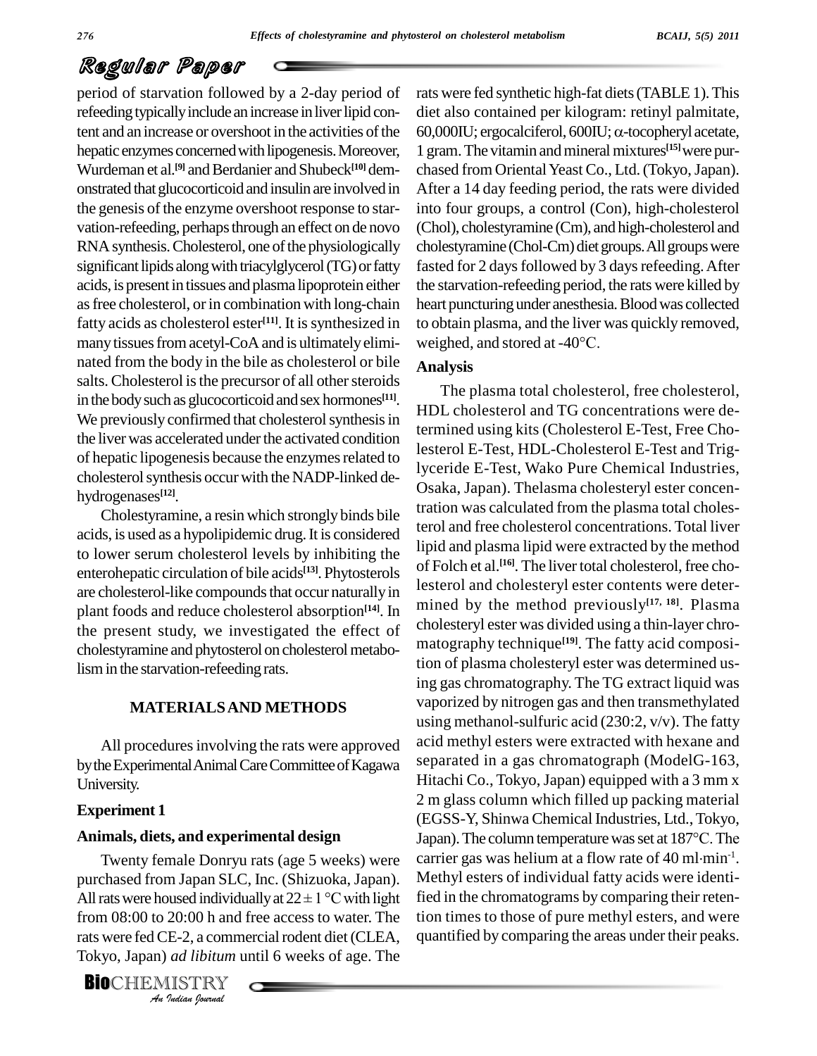period of starvation followed by a 2-day period of refeeding typically include an increase in liver lipid content and an increase or overshoot in the activities of the hepatic enzymes concerned with lipogenesis. Moreover, Wurdeman et al.[9] and Berdanier and Shubeck[10] demonstrated that glucocorticoid and insulin are involved in the genesis of the enzyme overshoot response to starvation-refeeding, perhaps through an effect on de novo RNA synthesis. Cholesterol, one of the physiologically significant lipids along with triacylglycerol (TG) or fatty acids, is present in tissues and plasma lipoprotein either as free cholesterol, or in combination with long-chain fatty acids as cholesterol ester[11]. It is synthesized in many tissues from acetyl-CoA and is ultimately eliminated from the body in the bile as cholesterol or bile salts. Cholesterol is the precursor of all other steroids in the body such as glucocorticoid and sex hormones[11]. We previously confirmed that cholesterol synthesis in the liver was accelerated under the activated condition of hepatic lipogenesis because the enzymes related to cholesterol synthesis occur with the NADP-linked dehydrogenases[12].

Cholestyramine, a resin which strongly binds bile acids, is used as a hypolipidemic drug. It is considered to lower serum cholesterol levels by inhibiting the enterohepatic circulation of bile acids[13]. Phytosterols are cholesterol-like compounds that occur naturally in plant foods and reduce cholesterol absorption[14]. In the present study, we investigated the effect of cholestyramine and phytosterol on cholesterol metabolism in the starvation-refeeding rats.

## MATERIALS AND METHODS

All procedures involving the rats were approved by the Experimental Animal Care Committee of Kagawa University.

### Experiment 1

### Animals, diets, and experimental design

Twenty female Donryu rats (age 5 weeks) were purchased from Japan SLC, Inc. (Shizuoka, Japan). All rats were housed individually at $22 \pm 1$ °C with light from 08:00 to 20:00 h and free access to water. The rats were fed CE-2, a commercial rodent diet (CLEA, Tokyo, Japan) *ad libitum* until 6 weeks of age. The rats were fed synthetic high-fat diets (TABLE 1). This diet also contained per kilogram: retinyl palmitate, 60,000IU; ergocalciferol, 600IU; α-tocopheryl acetate, 1 gram. The vitamin and mineral mixtures[15] were purchased from Oriental Yeast Co., Ltd. (Tokyo, Japan). After a 14 day feeding period, the rats were divided into four groups, a control (Con), high-cholesterol (Chol), cholestyramine (Cm), and high-cholesterol and cholestyramine (Chol-Cm) diet groups. All groups were fasted for 2 days followed by 3 days refeeding. After the starvation-refeeding period, the rats were killed by heart puncturing under anesthesia. Blood was collected to obtain plasma, and the liver was quickly removed, weighed, and stored at -40°C.

### Analysis

The plasma total cholesterol, free cholesterol, HDL cholesterol and TG concentrations were determined using kits (Cholesterol E-Test, Free Cholesterol E-Test, HDL-Cholesterol E-Test and Triglyceride E-Test, Wako Pure Chemical Industries, Osaka, Japan). Thelasma cholesteryl ester concentration was calculated from the plasma total cholesterol and free cholesterol concentrations. Total liver lipid and plasma lipid were extracted by the method of Folch et al.[16]. The liver total cholesterol, free cholesterol and cholesteryl ester contents were determined by the method previously[17, 18]. Plasma cholesteryl ester was divided using a thin-layer chromatography technique[19]. The fatty acid composition of plasma cholesteryl ester was determined using gas chromatography. The TG extract liquid was vaporized by nitrogen gas and then transmethylated using methanol-sulfuric acid (230:2, v/v). The fatty acid methyl esters were extracted with hexane and separated in a gas chromatograph (ModelG-163, Hitachi Co., Tokyo, Japan) equipped with a 3 mm x 2 m glass column which filled up packing material (EGSS-Y, Shinwa Chemical Industries, Ltd., Tokyo, Japan). The column temperature was set at 187°C. The carrier gas was helium at a flow rate of 40 ml·min$^{-1}$. Methyl esters of individual fatty acids were identified in the chromatograms by comparing their retention times to those of pure methyl esters, and were quantified by comparing the areas under their peaks.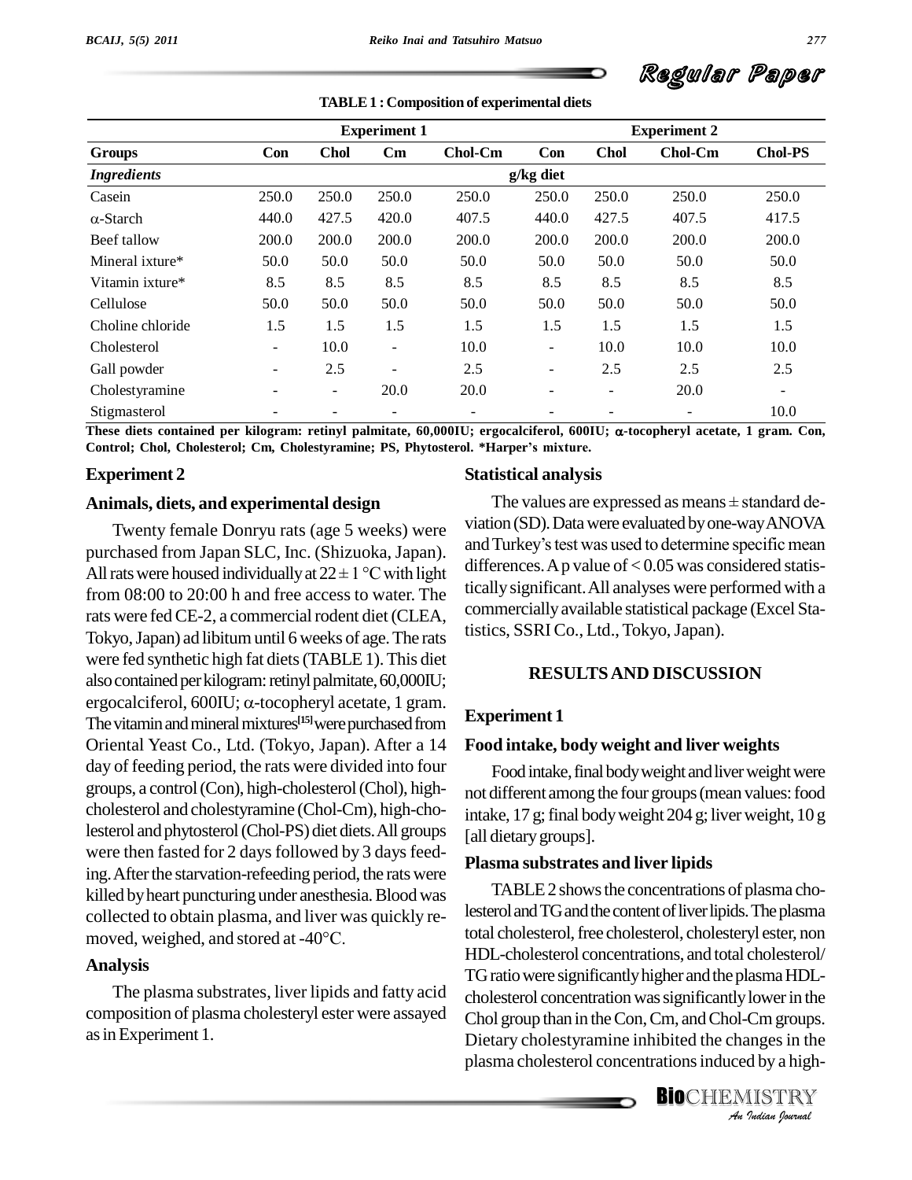**TABLE 1 : Composition of experimental diets**

| | Experiment 1 | | | | Experiment 2 | | | |
|---|---|---|---|---|---|---|---|---|
| **Groups** | **Con** | **Chol** | **Cm** | **Chol-Cm** | **Con** | **Chol** | **Chol-Cm** | **Chol-PS** |
| ***Ingredients*** | | | | | g/kg diet | | | |
| Casein | 250.0 | 250.0 | 250.0 | 250.0 | 250.0 | 250.0 | 250.0 | 250.0 |
| α-Starch | 440.0 | 427.5 | 420.0 | 407.5 | 440.0 | 427.5 | 407.5 | 417.5 |
| Beef tallow | 200.0 | 200.0 | 200.0 | 200.0 | 200.0 | 200.0 | 200.0 | 200.0 |
| Mineral ixture* | 50.0 | 50.0 | 50.0 | 50.0 | 50.0 | 50.0 | 50.0 | 50.0 |
| Vitamin ixture* | 8.5 | 8.5 | 8.5 | 8.5 | 8.5 | 8.5 | 8.5 | 8.5 |
| Cellulose | 50.0 | 50.0 | 50.0 | 50.0 | 50.0 | 50.0 | 50.0 | 50.0 |
| Choline chloride | 1.5 | 1.5 | 1.5 | 1.5 | 1.5 | 1.5 | 1.5 | 1.5 |
| Cholesterol | - | 10.0 | - | 10.0 | - | 10.0 | 10.0 | 10.0 |
| Gall powder | - | 2.5 | - | 2.5 | - | 2.5 | 2.5 | 2.5 |
| Cholestyramine | - | - | 20.0 | 20.0 | - | - | 20.0 | - |
| Stigmasterol | - | - | - | - | - | - | - | 10.0 |

**These diets contained per kilogram: retinyl palmitate, 60,000IU; ergocalciferol, 600IU; α-tocopheryl acetate, 1 gram. Con, Control; Chol, Cholesterol; Cm, Cholestyramine; PS, Phytosterol. *Harper's mixture.**

## Experiment 2

### Animals, diets, and experimental design

Twenty female Donryu rats (age 5 weeks) were purchased from Japan SLC, Inc. (Shizuoka, Japan). All rats were housed individually at $22 \pm 1$ °C with light from 08:00 to 20:00 h and free access to water. The rats were fed CE-2, a commercial rodent diet (CLEA, Tokyo, Japan) ad libitum until 6 weeks of age. The rats were fed synthetic high fat diets (TABLE 1). This diet also contained per kilogram: retinyl palmitate, 60,000IU; ergocalciferol, 600IU; α-tocopheryl acetate, 1 gram. The vitamin and mineral mixtures[15] were purchased from Oriental Yeast Co., Ltd. (Tokyo, Japan). After a 14 day of feeding period, the rats were divided into four groups, a control (Con), high-cholesterol (Chol), high-cholesterol and cholestyramine (Chol-Cm), high-cholesterol and phytosterol (Chol-PS) diet diets. All groups were then fasted for 2 days followed by 3 days feeding. After the starvation-refeeding period, the rats were killed by heart puncturing under anesthesia. Blood was collected to obtain plasma, and liver was quickly removed, weighed, and stored at -40°C.

### Analysis

The plasma substrates, liver lipids and fatty acid composition of plasma cholesteryl ester were assayed as in Experiment 1.

### Statistical analysis

The values are expressed as means ± standard deviation (SD). Data were evaluated by one-way ANOVA and Turkey's test was used to determine specific mean differences. A p value of $< 0.05$ was considered statistically significant. All analyses were performed with a commercially available statistical package (Excel Statistics, SSRI Co., Ltd., Tokyo, Japan).

## RESULTS AND DISCUSSION

### Experiment 1

### Food intake, body weight and liver weights

Food intake, final body weight and liver weight were not different among the four groups (mean values: food intake, 17 g; final body weight 204 g; liver weight, 10 g [all dietary groups].

### Plasma substrates and liver lipids

TABLE 2 shows the concentrations of plasma cholesterol and TG and the content of liver lipids. The plasma total cholesterol, free cholesterol, cholesteryl ester, non HDL-cholesterol concentrations, and total cholesterol/TG ratio were significantly higher and the plasma HDL-cholesterol concentration was significantly lower in the Chol group than in the Con, Cm, and Chol-Cm groups. Dietary cholestyramine inhibited the changes in the plasma cholesterol concentrations induced by a high-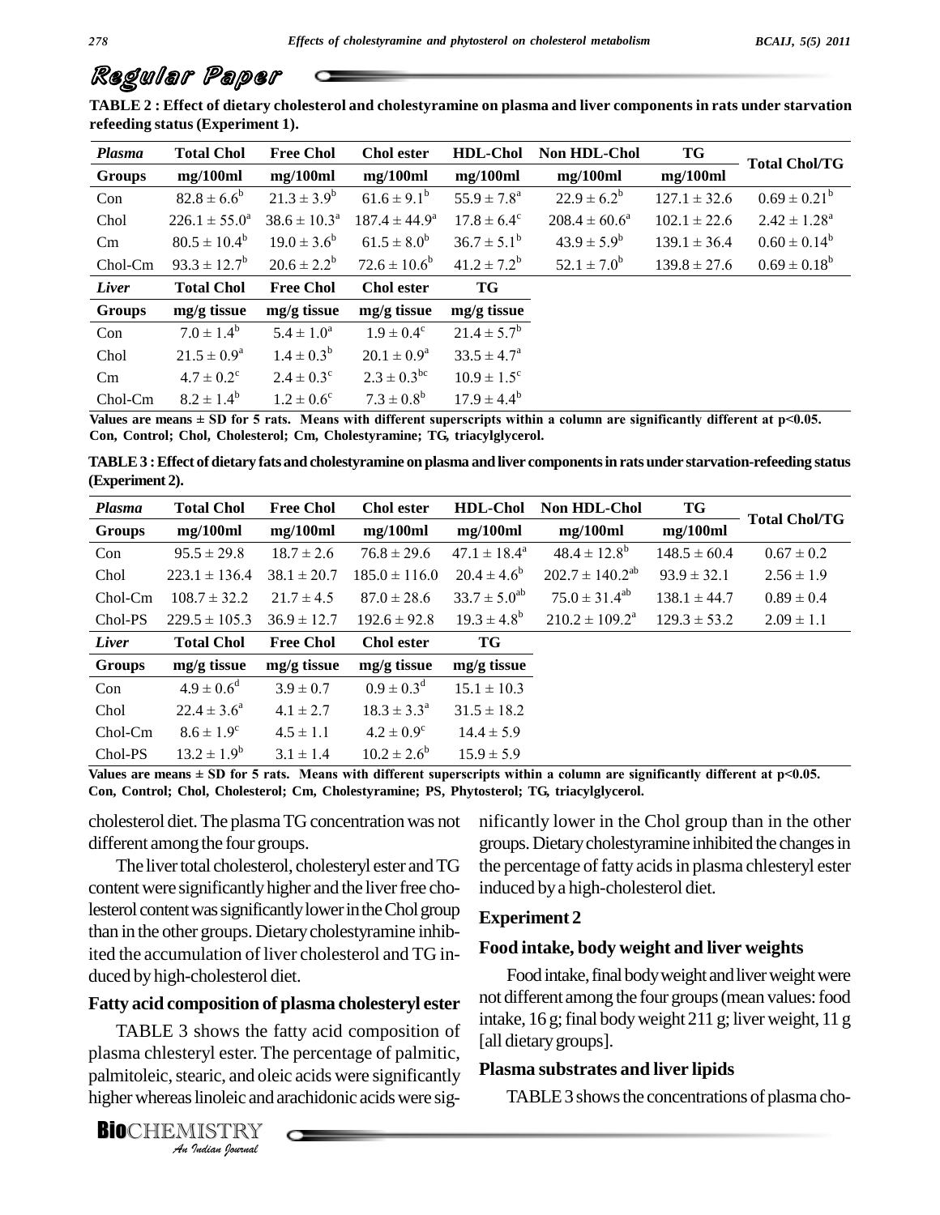**TABLE 2 : Effect of dietary cholesterol and cholestyramine on plasma and liver components in rats under starvation refeeding status (Experiment 1).**

| *Plasma* | Total Chol | Free Chol | Chol ester | HDL-Chol | Non HDL-Chol | TG | Total Chol/TG |
|---|---|---|---|---|---|---|---|
| **Groups** | **mg/100ml** | **mg/100ml** | **mg/100ml** | **mg/100ml** | **mg/100ml** | **mg/100ml** | |
| Con | $82.8 \pm 6.6^b$ | $21.3 \pm 3.9^b$ | $61.6 \pm 9.1^b$ | $55.9 \pm 7.8^a$ | $22.9 \pm 6.2^b$ | $127.1 \pm 32.6$ | $0.69 \pm 0.21^b$ |
| Chol | $226.1 \pm 55.0^a$ | $38.6 \pm 10.3^a$ | $187.4 \pm 44.9^a$ | $17.8 \pm 6.4^c$ | $208.4 \pm 60.6^a$ | $102.1 \pm 22.6$ | $2.42 \pm 1.28^a$ |
| Cm | $80.5 \pm 10.4^b$ | $19.0 \pm 3.6^b$ | $61.5 \pm 8.0^b$ | $36.7 \pm 5.1^b$ | $43.9 \pm 5.9^b$ | $139.1 \pm 36.4$ | $0.60 \pm 0.14^b$ |
| Chol-Cm | $93.3 \pm 12.7^b$ | $20.6 \pm 2.2^b$ | $72.6 \pm 10.6^b$ | $41.2 \pm 7.2^b$ | $52.1 \pm 7.0^b$ | $139.8 \pm 27.6$ | $0.69 \pm 0.18^b$ |
| *Liver* | **Total Chol** | **Free Chol** | **Chol ester** | **TG** | | | |
| **Groups** | **mg/g tissue** | **mg/g tissue** | **mg/g tissue** | **mg/g tissue** | | | |
| Con | $7.0 \pm 1.4^b$ | $5.4 \pm 1.0^a$ | $1.9 \pm 0.4^c$ | $21.4 \pm 5.7^b$ | | | |
| Chol | $21.5 \pm 0.9^a$ | $1.4 \pm 0.3^b$ | $20.1 \pm 0.9^a$ | $33.5 \pm 4.7^a$ | | | |
| Cm | $4.7 \pm 0.2^c$ | $2.4 \pm 0.3^c$ | $2.3 \pm 0.3^{bc}$ | $10.9 \pm 1.5^c$ | | | |
| Chol-Cm | $8.2 \pm 1.4^b$ | $1.2 \pm 0.6^c$ | $7.3 \pm 0.8^b$ | $17.9 \pm 4.4^b$ | | | |

**Values are means ± SD for 5 rats. Means with different superscripts within a column are significantly different at $p<0.05$. Con, Control; Chol, Cholesterol; Cm, Cholestyramine; TG, triacylglycerol.**

**TABLE 3 : Effect of dietary fats and cholestyramine on plasma and liver components in rats under starvation-refeeding status (Experiment 2).**

| *Plasma* | Total Chol | Free Chol | Chol ester | HDL-Chol | Non HDL-Chol | TG | Total Chol/TG |
|---|---|---|---|---|---|---|---|
| **Groups** | **mg/100ml** | **mg/100ml** | **mg/100ml** | **mg/100ml** | **mg/100ml** | **mg/100ml** | |
| Con | $95.5 \pm 29.8$ | $18.7 \pm 2.6$ | $76.8 \pm 29.6$ | $47.1 \pm 18.4^a$ | $48.4 \pm 12.8^b$ | $148.5 \pm 60.4$ | $0.67 \pm 0.2$ |
| Chol | $223.1 \pm 136.4$ | $38.1 \pm 20.7$ | $185.0 \pm 116.0$ | $20.4 \pm 4.6^b$ | $202.7 \pm 140.2^{ab}$ | $93.9 \pm 32.1$ | $2.56 \pm 1.9$ |
| Chol-Cm | $108.7 \pm 32.2$ | $21.7 \pm 4.5$ | $87.0 \pm 28.6$ | $33.7 \pm 5.0^{ab}$ | $75.0 \pm 31.4^{ab}$ | $138.1 \pm 44.7$ | $0.89 \pm 0.4$ |
| Chol-PS | $229.5 \pm 105.3$ | $36.9 \pm 12.7$ | $192.6 \pm 92.8$ | $19.3 \pm 4.8^b$ | $210.2 \pm 109.2^a$ | $129.3 \pm 53.2$ | $2.09 \pm 1.1$ |
| *Liver* | **Total Chol** | **Free Chol** | **Chol ester** | **TG** | | | |
| **Groups** | **mg/g tissue** | **mg/g tissue** | **mg/g tissue** | **mg/g tissue** | | | |
| Con | $4.9 \pm 0.6^d$ | $3.9 \pm 0.7$ | $0.9 \pm 0.3^d$ | $15.1 \pm 10.3$ | | | |
| Chol | $22.4 \pm 3.6^a$ | $4.1 \pm 2.7$ | $18.3 \pm 3.3^a$ | $31.5 \pm 18.2$ | | | |
| Chol-Cm | $8.6 \pm 1.9^c$ | $4.5 \pm 1.1$ | $4.2 \pm 0.9^c$ | $14.4 \pm 5.9$ | | | |
| Chol-PS | $13.2 \pm 1.9^b$ | $3.1 \pm 1.4$ | $10.2 \pm 2.6^b$ | $15.9 \pm 5.9$ | | | |

**Values are means ± SD for 5 rats. Means with different superscripts within a column are significantly different at $p<0.05$. Con, Control; Chol, Cholesterol; Cm, Cholestyramine; PS, Phytosterol; TG, triacylglycerol.**

cholesterol diet. The plasma TG concentration was not different among the four groups.

The liver total cholesterol, cholesteryl ester and TG content were significantly higher and the liver free cholesterol content was significantly lower in the Chol group than in the other groups. Dietary cholestyramine inhibited the accumulation of liver cholesterol and TG induced by high-cholesterol diet.

### Fatty acid composition of plasma cholesteryl ester

TABLE 3 shows the fatty acid composition of plasma chlesteryl ester. The percentage of palmitic, palmitoleic, stearic, and oleic acids were significantly higher whereas linoleic and arachidonic acids were significantly lower in the Chol group than in the other groups. Dietary cholestyramine inhibited the changes in the percentage of fatty acids in plasma chlesteryl ester induced by a high-cholesterol diet.

## Experiment 2

### Food intake, body weight and liver weights

Food intake, final body weight and liver weight were not different among the four groups (mean values: food intake, 16 g; final body weight 211 g; liver weight, 11 g [all dietary groups].

### Plasma substrates and liver lipids

TABLE 3 shows the concentrations of plasma cho-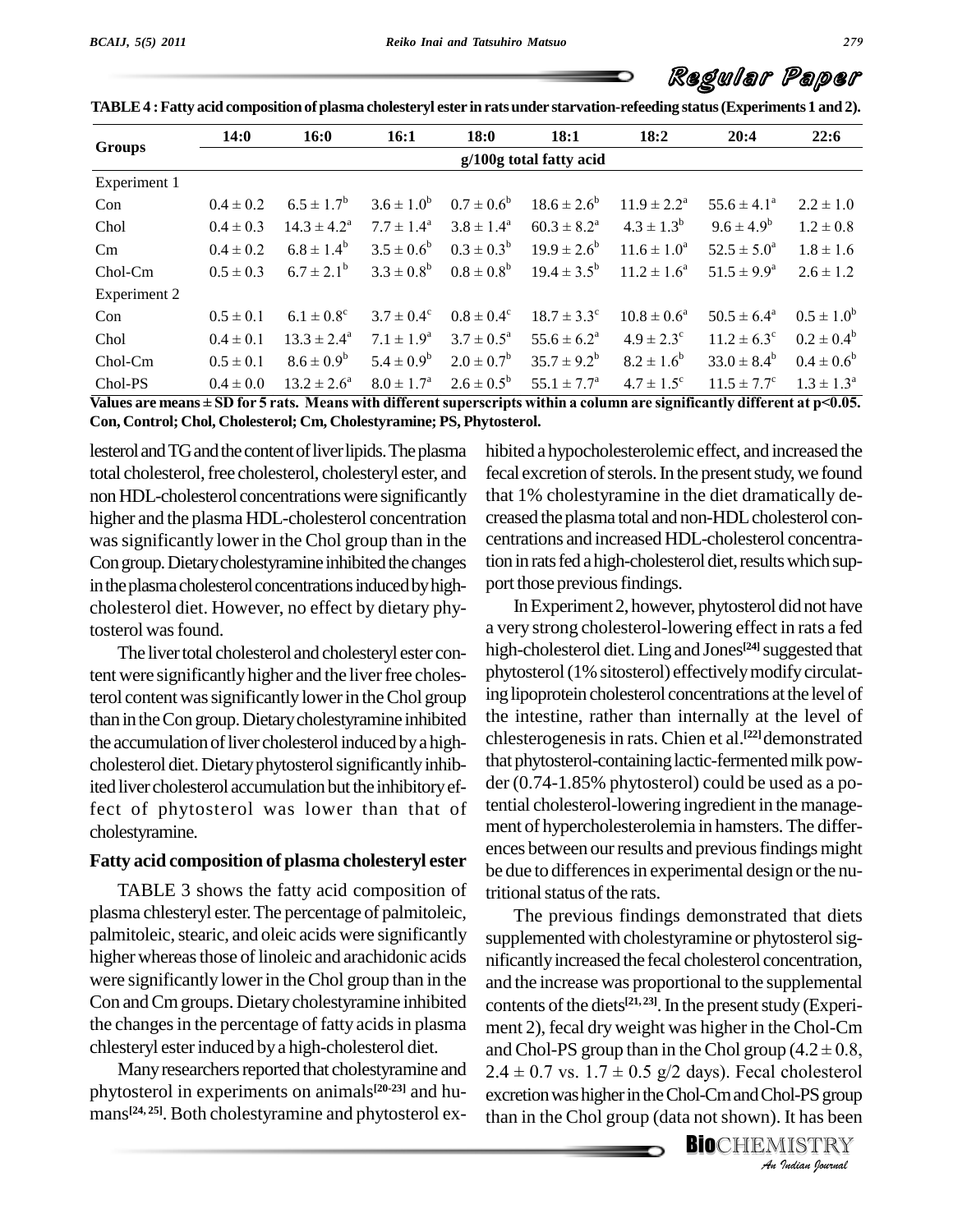TABLE 4 : Fatty acid composition of plasma cholesteryl ester in rats under starvation-refeeding status (Experiments 1 and 2).

| Groups | 14:0 | 16:0 | 16:1 | 18:0 | 18:1 | 18:2 | 20:4 | 22:6 |
|---|---|---|---|---|---|---|---|---|
| | g/100g total fatty acid | | | | | | | |
| Experiment 1 | | | | | | | | |
| Con | $0.4 \pm 0.2$ | $6.5 \pm 1.7^b$ | $3.6 \pm 1.0^b$ | $0.7 \pm 0.6^b$ | $18.6 \pm 2.6^b$ | $11.9 \pm 2.2^a$ | $55.6 \pm 4.1^a$ | $2.2 \pm 1.0$ |
| Chol | $0.4 \pm 0.3$ | $14.3 \pm 4.2^a$ | $7.7 \pm 1.4^a$ | $3.8 \pm 1.4^a$ | $60.3 \pm 8.2^a$ | $4.3 \pm 1.3^b$ | $9.6 \pm 4.9^b$ | $1.2 \pm 0.8$ |
| Cm | $0.4 \pm 0.2$ | $6.8 \pm 1.4^b$ | $3.5 \pm 0.6^b$ | $0.3 \pm 0.3^b$ | $19.9 \pm 2.6^b$ | $11.6 \pm 1.0^a$ | $52.5 \pm 5.0^a$ | $1.8 \pm 1.6$ |
| Chol-Cm | $0.5 \pm 0.3$ | $6.7 \pm 2.1^b$ | $3.3 \pm 0.8^b$ | $0.8 \pm 0.8^b$ | $19.4 \pm 3.5^b$ | $11.2 \pm 1.6^a$ | $51.5 \pm 9.9^a$ | $2.6 \pm 1.2$ |
| Experiment 2 | | | | | | | | |
| Con | $0.5 \pm 0.1$ | $6.1 \pm 0.8^c$ | $3.7 \pm 0.4^c$ | $0.8 \pm 0.4^c$ | $18.7 \pm 3.3^c$ | $10.8 \pm 0.6^a$ | $50.5 \pm 6.4^a$ | $0.5 \pm 1.0^b$ |
| Chol | $0.4 \pm 0.1$ | $13.3 \pm 2.4^a$ | $7.1 \pm 1.9^a$ | $3.7 \pm 0.5^a$ | $55.6 \pm 6.2^a$ | $4.9 \pm 2.3^c$ | $11.2 \pm 6.3^c$ | $0.2 \pm 0.4^b$ |
| Chol-Cm | $0.5 \pm 0.1$ | $8.6 \pm 0.9^b$ | $5.4 \pm 0.9^b$ | $2.0 \pm 0.7^b$ | $35.7 \pm 9.2^b$ | $8.2 \pm 1.6^b$ | $33.0 \pm 8.4^b$ | $0.4 \pm 0.6^b$ |
| Chol-PS | $0.4 \pm 0.0$ | $13.2 \pm 2.6^a$ | $8.0 \pm 1.7^a$ | $2.6 \pm 0.5^b$ | $55.1 \pm 7.7^a$ | $4.7 \pm 1.5^c$ | $11.5 \pm 7.7^c$ | $1.3 \pm 1.3^a$ |

**Values are means ± SD for 5 rats. Means with different superscripts within a column are significantly different at p<0.05. Con, Control; Chol, Cholesterol; Cm, Cholestyramine; PS, Phytosterol.**

lesterol and TG and the content of liver lipids. The plasma total cholesterol, free cholesterol, cholesteryl ester, and non HDL-cholesterol concentrations were significantly higher and the plasma HDL-cholesterol concentration was significantly lower in the Chol group than in the Con group. Dietary cholestyramine inhibited the changes in the plasma cholesterol concentrations induced by high-cholesterol diet. However, no effect by dietary phytosterol was found.

The liver total cholesterol and cholesteryl ester content were significantly higher and the liver free cholesterol content was significantly lower in the Chol group than in the Con group. Dietary cholestyramine inhibited the accumulation of liver cholesterol induced by a high-cholesterol diet. Dietary phytosterol significantly inhibited liver cholesterol accumulation but the inhibitory effect of phytosterol was lower than that of cholestyramine.

### Fatty acid composition of plasma cholesteryl ester

TABLE 3 shows the fatty acid composition of plasma chlesteryl ester. The percentage of palmitoleic, palmitoleic, stearic, and oleic acids were significantly higher whereas those of linoleic and arachidonic acids were significantly lower in the Chol group than in the Con and Cm groups. Dietary cholestyramine inhibited the changes in the percentage of fatty acids in plasma chlesteryl ester induced by a high-cholesterol diet.

Many researchers reported that cholestyramine and phytosterol in experiments on animals[20-23] and humans[24, 25]. Both cholestyramine and phytosterol exhibited a hypocholesterolemic effect, and increased the fecal excretion of sterols. In the present study, we found that 1% cholestyramine in the diet dramatically decreased the plasma total and non-HDL cholesterol concentrations and increased HDL-cholesterol concentration in rats fed a high-cholesterol diet, results which support those previous findings.

In Experiment 2, however, phytosterol did not have a very strong cholesterol-lowering effect in rats a fed high-cholesterol diet. Ling and Jones[24] suggested that phytosterol (1% sitosterol) effectively modify circulating lipoprotein cholesterol concentrations at the level of the intestine, rather than internally at the level of chlesterogenesis in rats. Chien et al.[22] demonstrated that phytosterol-containing lactic-fermented milk powder (0.74-1.85% phytosterol) could be used as a potential cholesterol-lowering ingredient in the management of hypercholesterolemia in hamsters. The differences between our results and previous findings might be due to differences in experimental design or the nutritional status of the rats.

The previous findings demonstrated that diets supplemented with cholestyramine or phytosterol significantly increased the fecal cholesterol concentration, and the increase was proportional to the supplemental contents of the diets[21, 23]. In the present study (Experiment 2), fecal dry weight was higher in the Chol-Cm and Chol-PS group than in the Chol group ($4.2 \pm 0.8$, $2.4 \pm 0.7$ vs. $1.7 \pm 0.5$ g/2 days). Fecal cholesterol excretion was higher in the Chol-Cm and Chol-PS group than in the Chol group (data not shown). It has been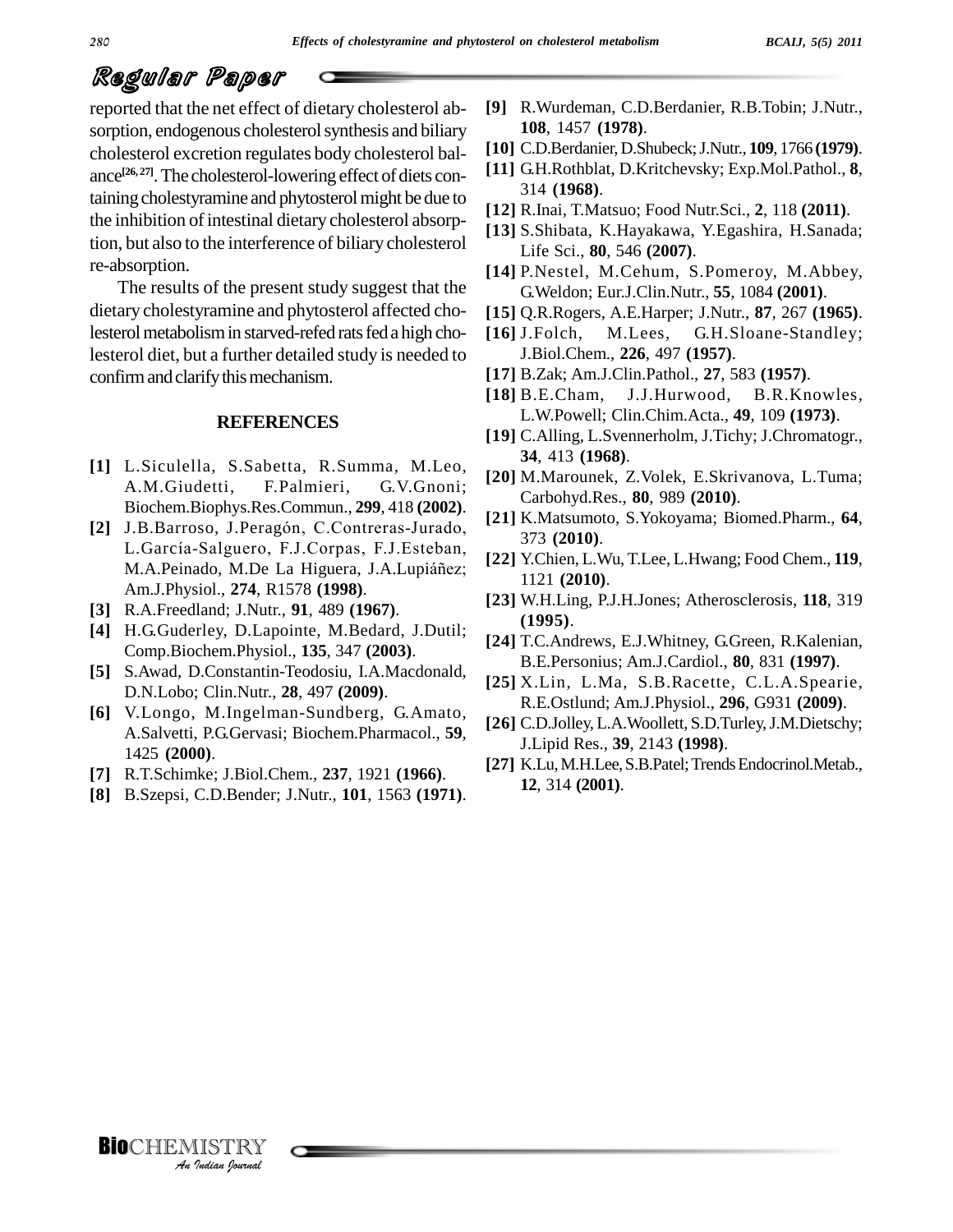reported that the net effect of dietary cholesterol absorption, endogenous cholesterol synthesis and biliary cholesterol excretion regulates body cholesterol balance[26, 27]. The cholesterol-lowering effect of diets containing cholestyramine and phytosterol might be due to the inhibition of intestinal dietary cholesterol absorption, but also to the interference of biliary cholesterol re-absorption.

The results of the present study suggest that the dietary cholestyramine and phytosterol affected cholesterol metabolism in starved-refed rats fed a high cholesterol diet, but a further detailed study is needed to confirm and clarify this mechanism.

## REFERENCES

**[1]** L.Siculella, S.Sabetta, R.Summa, M.Leo, A.M.Giudetti, F.Palmieri, G.V.Gnoni; Biochem.Biophys.Res.Commun., **299**, 418 **(2002)**.

**[2]** J.B.Barroso, J.Peragón, C.Contreras-Jurado, L.García-Salguero, F.J.Corpas, F.J.Esteban, M.A.Peinado, M.De La Higuera, J.A.Lupiáñez; Am.J.Physiol., **274**, R1578 **(1998)**.

**[3]** R.A.Freedland; J.Nutr., **91**, 489 **(1967)**.

**[4]** H.G.Guderley, D.Lapointe, M.Bedard, J.Dutil; Comp.Biochem.Physiol., **135**, 347 **(2003)**.

**[5]** S.Awad, D.Constantin-Teodosiu, I.A.Macdonald, D.N.Lobo; Clin.Nutr., **28**, 497 **(2009)**.

**[6]** V.Longo, M.Ingelman-Sundberg, G.Amato, A.Salvetti, P.G.Gervasi; Biochem.Pharmacol., **59**, 1425 **(2000)**.

**[7]** R.T.Schimke; J.Biol.Chem., **237**, 1921 **(1966)**.

**[8]** B.Szepsi, C.D.Bender; J.Nutr., **101**, 1563 **(1971)**.

**[9]** R.Wurdeman, C.D.Berdanier, R.B.Tobin; J.Nutr., **108**, 1457 **(1978)**.

**[10]** C.D.Berdanier, D.Shubeck; J.Nutr., **109**, 1766 **(1979)**.

**[11]** G.H.Rothblat, D.Kritchevsky; Exp.Mol.Pathol., **8**, 314 **(1968)**.

**[12]** R.Inai, T.Matsuo; Food Nutr.Sci., **2**, 118 **(2011)**.

**[13]** S.Shibata, K.Hayakawa, Y.Egashira, H.Sanada; Life Sci., **80**, 546 **(2007)**.

**[14]** P.Nestel, M.Cehum, S.Pomeroy, M.Abbey, G.Weldon; Eur.J.Clin.Nutr., **55**, 1084 **(2001)**.

**[15]** Q.R.Rogers, A.E.Harper; J.Nutr., **87**, 267 **(1965)**.

**[16]** J.Folch, M.Lees, G.H.Sloane-Standley; J.Biol.Chem., **226**, 497 **(1957)**.

**[17]** B.Zak; Am.J.Clin.Pathol., **27**, 583 **(1957)**.

**[18]** B.E.Cham, J.J.Hurwood, B.R.Knowles, L.W.Powell; Clin.Chim.Acta., **49**, 109 **(1973)**.

**[19]** C.Alling, L.Svennerholm, J.Tichy; J.Chromatogr., **34**, 413 **(1968)**.

**[20]** M.Marounek, Z.Volek, E.Skrivanova, L.Tuma; Carbohyd.Res., **80**, 989 **(2010)**.

**[21]** K.Matsumoto, S.Yokoyama; Biomed.Pharm., **64**, 373 **(2010)**.

**[22]** Y.Chien, L.Wu, T.Lee, L.Hwang; Food Chem., **119**, 1121 **(2010)**.

**[23]** W.H.Ling, P.J.H.Jones; Atherosclerosis, **118**, 319 **(1995)**.

**[24]** T.C.Andrews, E.J.Whitney, G.Green, R.Kalenian, B.E.Personius; Am.J.Cardiol., **80**, 831 **(1997)**.

**[25]** X.Lin, L.Ma, S.B.Racette, C.L.A.Spearie, R.E.Ostlund; Am.J.Physiol., **296**, G931 **(2009)**.

**[26]** C.D.Jolley, L.A.Woollett, S.D.Turley, J.M.Dietschy; J.Lipid Res., **39**, 2143 **(1998)**.

**[27]** K.Lu, M.H.Lee, S.B.Patel; Trends Endocrinol.Metab., **12**, 314 **(2001)**.